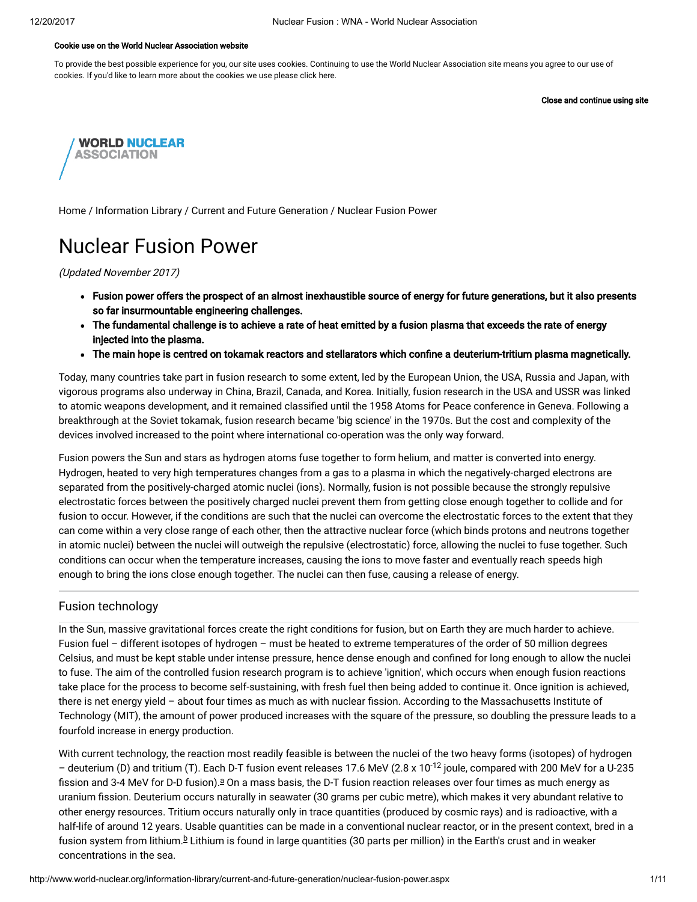Cookie use on the World Nuclear Association website

To provide the best possible experience for you, our site uses cookies. Continuing to use the World Nuclear Association site means you agree to our use of cookies. If you'd like to learn more about the cookies we use please click here.

Close and continue using site

WORLD NUCLEAR ASSOCIATION

Home / Information Library / Current and Future Generation / Nuclear Fusion Power

# Nuclear Fusion Power

*(Updated November 2017)*

- **Fusion power offers the prospect of an almost inexhaustible source of energy for future generations, but it also presents so far insurmountable engineering challenges.**
- **The fundamental challenge is to achieve a rate of heat emitted by a fusion plasma that exceeds the rate of energy injected into the plasma.**
- **The main hope is centred on tokamak reactors and stellarators which confine a deuterium-tritium plasma magnetically.**

Today, many countries take part in fusion research to some extent, led by the European Union, the USA, Russia and Japan, with vigorous programs also underway in China, Brazil, Canada, and Korea. Initially, fusion research in the USA and USSR was linked to atomic weapons development, and it remained classified until the 1958 Atoms for Peace conference in Geneva. Following a breakthrough at the Soviet tokamak, fusion research became 'big science' in the 1970s. But the cost and complexity of the devices involved increased to the point where international co-operation was the only way forward.

Fusion powers the Sun and stars as hydrogen atoms fuse together to form helium, and matter is converted into energy. Hydrogen, heated to very high temperatures changes from a gas to a plasma in which the negatively-charged electrons are separated from the positively-charged atomic nuclei (ions). Normally, fusion is not possible because the strongly repulsive electrostatic forces between the positively charged nuclei prevent them from getting close enough together to collide and for fusion to occur. However, if the conditions are such that the nuclei can overcome the electrostatic forces to the extent that they can come within a very close range of each other, then the attractive nuclear force (which binds protons and neutrons together in atomic nuclei) between the nuclei will outweigh the repulsive (electrostatic) force, allowing the nuclei to fuse together. Such conditions can occur when the temperature increases, causing the ions to move faster and eventually reach speeds high enough to bring the ions close enough together. The nuclei can then fuse, causing a release of energy.

## Fusion technology

In the Sun, massive gravitational forces create the right conditions for fusion, but on Earth they are much harder to achieve. Fusion fuel – different isotopes of hydrogen – must be heated to extreme temperatures of the order of 50 million degrees Celsius, and must be kept stable under intense pressure, hence dense enough and confined for long enough to allow the nuclei to fuse. The aim of the controlled fusion research program is to achieve 'ignition', which occurs when enough fusion reactions take place for the process to become self-sustaining, with fresh fuel then being added to continue it. Once ignition is achieved, there is net energy yield – about four times as much as with nuclear fission. According to the Massachusetts Institute of Technology (MIT), the amount of power produced increases with the square of the pressure, so doubling the pressure leads to a fourfold increase in energy production.

With current technology, the reaction most readily feasible is between the nuclei of the two heavy forms (isotopes) of hydrogen – deuterium (D) and tritium (T). Each D-T fusion event releases 17.6 MeV ($2.8 \times 10^{-12}$ joule, compared with 200 MeV for a U-235 fission and 3-4 MeV for D-D fusion).[a] On a mass basis, the D-T fusion reaction releases over four times as much energy as uranium fission. Deuterium occurs naturally in seawater (30 grams per cubic metre), which makes it very abundant relative to other energy resources. Tritium occurs naturally only in trace quantities (produced by cosmic rays) and is radioactive, with a half-life of around 12 years. Usable quantities can be made in a conventional nuclear reactor, or in the present context, bred in a fusion system from lithium.[b] Lithium is found in large quantities (30 parts per million) in the Earth's crust and in weaker concentrations in the sea.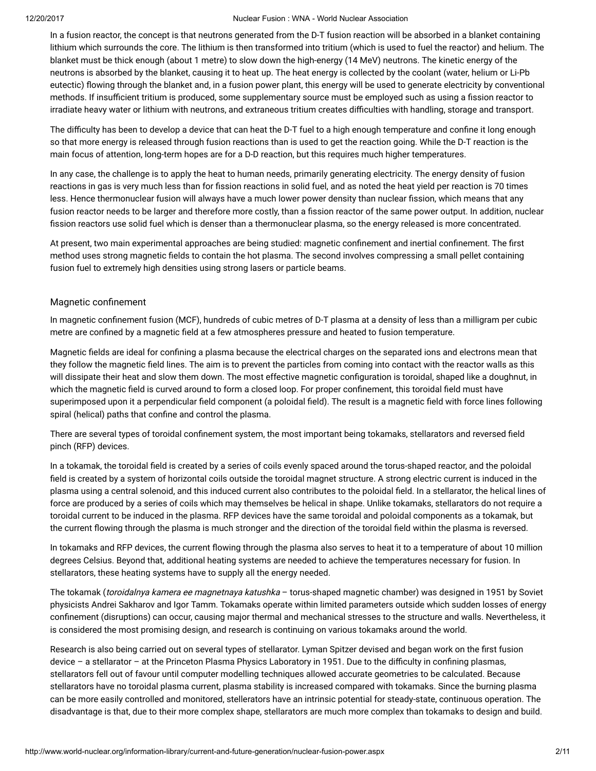In a fusion reactor, the concept is that neutrons generated from the D-T fusion reaction will be absorbed in a blanket containing lithium which surrounds the core. The lithium is then transformed into tritium (which is used to fuel the reactor) and helium. The blanket must be thick enough (about 1 metre) to slow down the high-energy (14 MeV) neutrons. The kinetic energy of the neutrons is absorbed by the blanket, causing it to heat up. The heat energy is collected by the coolant (water, helium or Li-Pb eutectic) flowing through the blanket and, in a fusion power plant, this energy will be used to generate electricity by conventional methods. If insufficient tritium is produced, some supplementary source must be employed such as using a fission reactor to irradiate heavy water or lithium with neutrons, and extraneous tritium creates difficulties with handling, storage and transport.

The difficulty has been to develop a device that can heat the D-T fuel to a high enough temperature and confine it long enough so that more energy is released through fusion reactions than is used to get the reaction going. While the D-T reaction is the main focus of attention, long-term hopes are for a D-D reaction, but this requires much higher temperatures.

In any case, the challenge is to apply the heat to human needs, primarily generating electricity. The energy density of fusion reactions in gas is very much less than for fission reactions in solid fuel, and as noted the heat yield per reaction is 70 times less. Hence thermonuclear fusion will always have a much lower power density than nuclear fission, which means that any fusion reactor needs to be larger and therefore more costly, than a fission reactor of the same power output. In addition, nuclear fission reactors use solid fuel which is denser than a thermonuclear plasma, so the energy released is more concentrated.

At present, two main experimental approaches are being studied: magnetic confinement and inertial confinement. The first method uses strong magnetic fields to contain the hot plasma. The second involves compressing a small pellet containing fusion fuel to extremely high densities using strong lasers or particle beams.

## Magnetic confinement

In magnetic confinement fusion (MCF), hundreds of cubic metres of D-T plasma at a density of less than a milligram per cubic metre are confined by a magnetic field at a few atmospheres pressure and heated to fusion temperature.

Magnetic fields are ideal for confining a plasma because the electrical charges on the separated ions and electrons mean that they follow the magnetic field lines. The aim is to prevent the particles from coming into contact with the reactor walls as this will dissipate their heat and slow them down. The most effective magnetic configuration is toroidal, shaped like a doughnut, in which the magnetic field is curved around to form a closed loop. For proper confinement, this toroidal field must have superimposed upon it a perpendicular field component (a poloidal field). The result is a magnetic field with force lines following spiral (helical) paths that confine and control the plasma.

There are several types of toroidal confinement system, the most important being tokamaks, stellarators and reversed field pinch (RFP) devices.

In a tokamak, the toroidal field is created by a series of coils evenly spaced around the torus-shaped reactor, and the poloidal field is created by a system of horizontal coils outside the toroidal magnet structure. A strong electric current is induced in the plasma using a central solenoid, and this induced current also contributes to the poloidal field. In a stellarator, the helical lines of force are produced by a series of coils which may themselves be helical in shape. Unlike tokamaks, stellarators do not require a toroidal current to be induced in the plasma. RFP devices have the same toroidal and poloidal components as a tokamak, but the current flowing through the plasma is much stronger and the direction of the toroidal field within the plasma is reversed.

In tokamaks and RFP devices, the current flowing through the plasma also serves to heat it to a temperature of about 10 million degrees Celsius. Beyond that, additional heating systems are needed to achieve the temperatures necessary for fusion. In stellarators, these heating systems have to supply all the energy needed.

The tokamak (*toroidalnya kamera ee magnetnaya katushka* – torus-shaped magnetic chamber) was designed in 1951 by Soviet physicists Andrei Sakharov and Igor Tamm. Tokamaks operate within limited parameters outside which sudden losses of energy confinement (disruptions) can occur, causing major thermal and mechanical stresses to the structure and walls. Nevertheless, it is considered the most promising design, and research is continuing on various tokamaks around the world.

Research is also being carried out on several types of stellarator. Lyman Spitzer devised and began work on the first fusion device – a stellarator – at the Princeton Plasma Physics Laboratory in 1951. Due to the difficulty in confining plasmas, stellarators fell out of favour until computer modelling techniques allowed accurate geometries to be calculated. Because stellarators have no toroidal plasma current, plasma stability is increased compared with tokamaks. Since the burning plasma can be more easily controlled and monitored, stellerators have an intrinsic potential for steady-state, continuous operation. The disadvantage is that, due to their more complex shape, stellarators are much more complex than tokamaks to design and build.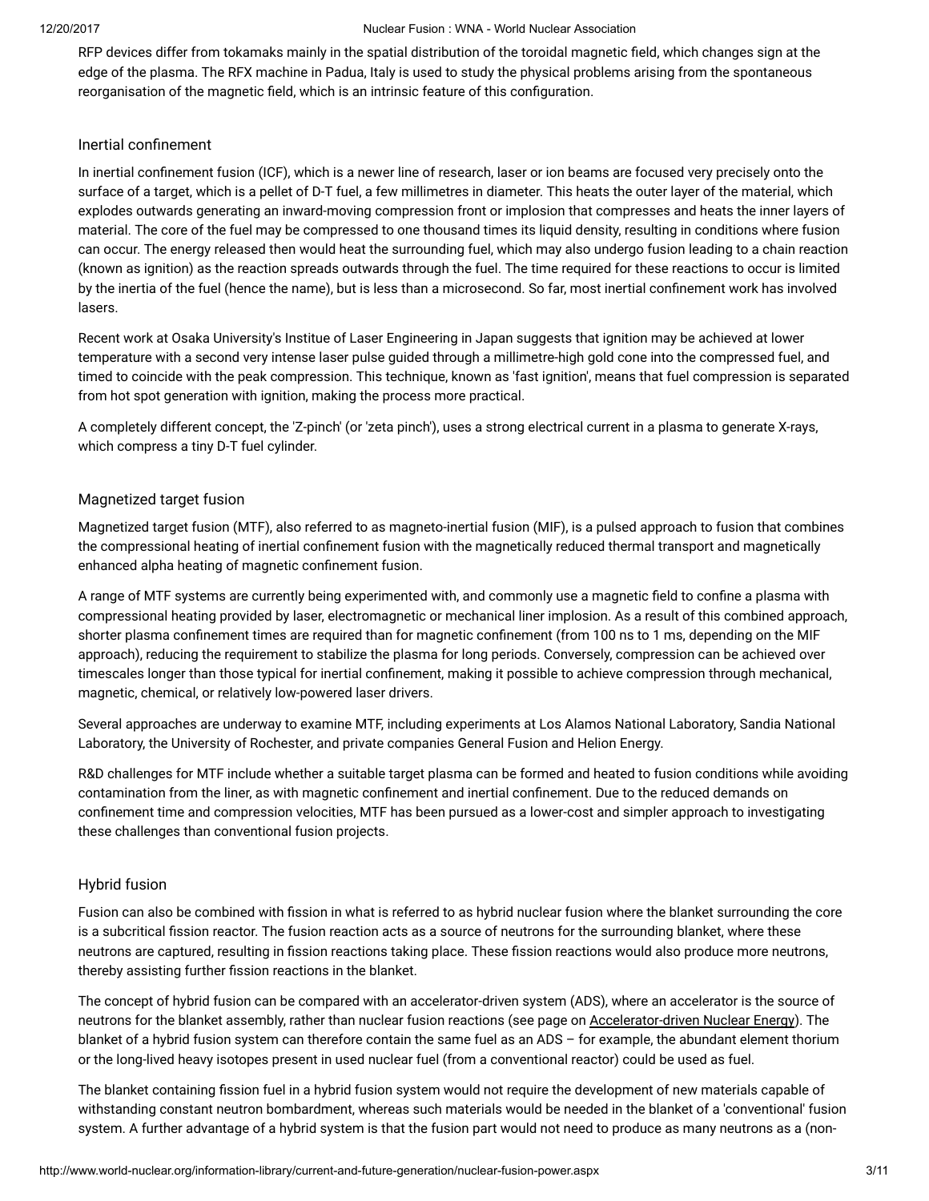RFP devices differ from tokamaks mainly in the spatial distribution of the toroidal magnetic field, which changes sign at the edge of the plasma. The RFX machine in Padua, Italy is used to study the physical problems arising from the spontaneous reorganisation of the magnetic field, which is an intrinsic feature of this configuration.

### Inertial confinement

In inertial confinement fusion (ICF), which is a newer line of research, laser or ion beams are focused very precisely onto the surface of a target, which is a pellet of D-T fuel, a few millimetres in diameter. This heats the outer layer of the material, which explodes outwards generating an inward-moving compression front or implosion that compresses and heats the inner layers of material. The core of the fuel may be compressed to one thousand times its liquid density, resulting in conditions where fusion can occur. The energy released then would heat the surrounding fuel, which may also undergo fusion leading to a chain reaction (known as ignition) as the reaction spreads outwards through the fuel. The time required for these reactions to occur is limited by the inertia of the fuel (hence the name), but is less than a microsecond. So far, most inertial confinement work has involved lasers.

Recent work at Osaka University's Institue of Laser Engineering in Japan suggests that ignition may be achieved at lower temperature with a second very intense laser pulse guided through a millimetre-high gold cone into the compressed fuel, and timed to coincide with the peak compression. This technique, known as 'fast ignition', means that fuel compression is separated from hot spot generation with ignition, making the process more practical.

A completely different concept, the 'Z-pinch' (or 'zeta pinch'), uses a strong electrical current in a plasma to generate X-rays, which compress a tiny D-T fuel cylinder.

### Magnetized target fusion

Magnetized target fusion (MTF), also referred to as magneto-inertial fusion (MIF), is a pulsed approach to fusion that combines the compressional heating of inertial confinement fusion with the magnetically reduced thermal transport and magnetically enhanced alpha heating of magnetic confinement fusion.

A range of MTF systems are currently being experimented with, and commonly use a magnetic field to confine a plasma with compressional heating provided by laser, electromagnetic or mechanical liner implosion. As a result of this combined approach, shorter plasma confinement times are required than for magnetic confinement (from 100 ns to 1 ms, depending on the MIF approach), reducing the requirement to stabilize the plasma for long periods. Conversely, compression can be achieved over timescales longer than those typical for inertial confinement, making it possible to achieve compression through mechanical, magnetic, chemical, or relatively low-powered laser drivers.

Several approaches are underway to examine MTF, including experiments at Los Alamos National Laboratory, Sandia National Laboratory, the University of Rochester, and private companies General Fusion and Helion Energy.

R&D challenges for MTF include whether a suitable target plasma can be formed and heated to fusion conditions while avoiding contamination from the liner, as with magnetic confinement and inertial confinement. Due to the reduced demands on confinement time and compression velocities, MTF has been pursued as a lower-cost and simpler approach to investigating these challenges than conventional fusion projects.

### Hybrid fusion

Fusion can also be combined with fission in what is referred to as hybrid nuclear fusion where the blanket surrounding the core is a subcritical fission reactor. The fusion reaction acts as a source of neutrons for the surrounding blanket, where these neutrons are captured, resulting in fission reactions taking place. These fission reactions would also produce more neutrons, thereby assisting further fission reactions in the blanket.

The concept of hybrid fusion can be compared with an accelerator-driven system (ADS), where an accelerator is the source of neutrons for the blanket assembly, rather than nuclear fusion reactions (see page on Accelerator-driven Nuclear Energy). The blanket of a hybrid fusion system can therefore contain the same fuel as an ADS – for example, the abundant element thorium or the long-lived heavy isotopes present in used nuclear fuel (from a conventional reactor) could be used as fuel.

The blanket containing fission fuel in a hybrid fusion system would not require the development of new materials capable of withstanding constant neutron bombardment, whereas such materials would be needed in the blanket of a 'conventional' fusion system. A further advantage of a hybrid system is that the fusion part would not need to produce as many neutrons as a (non-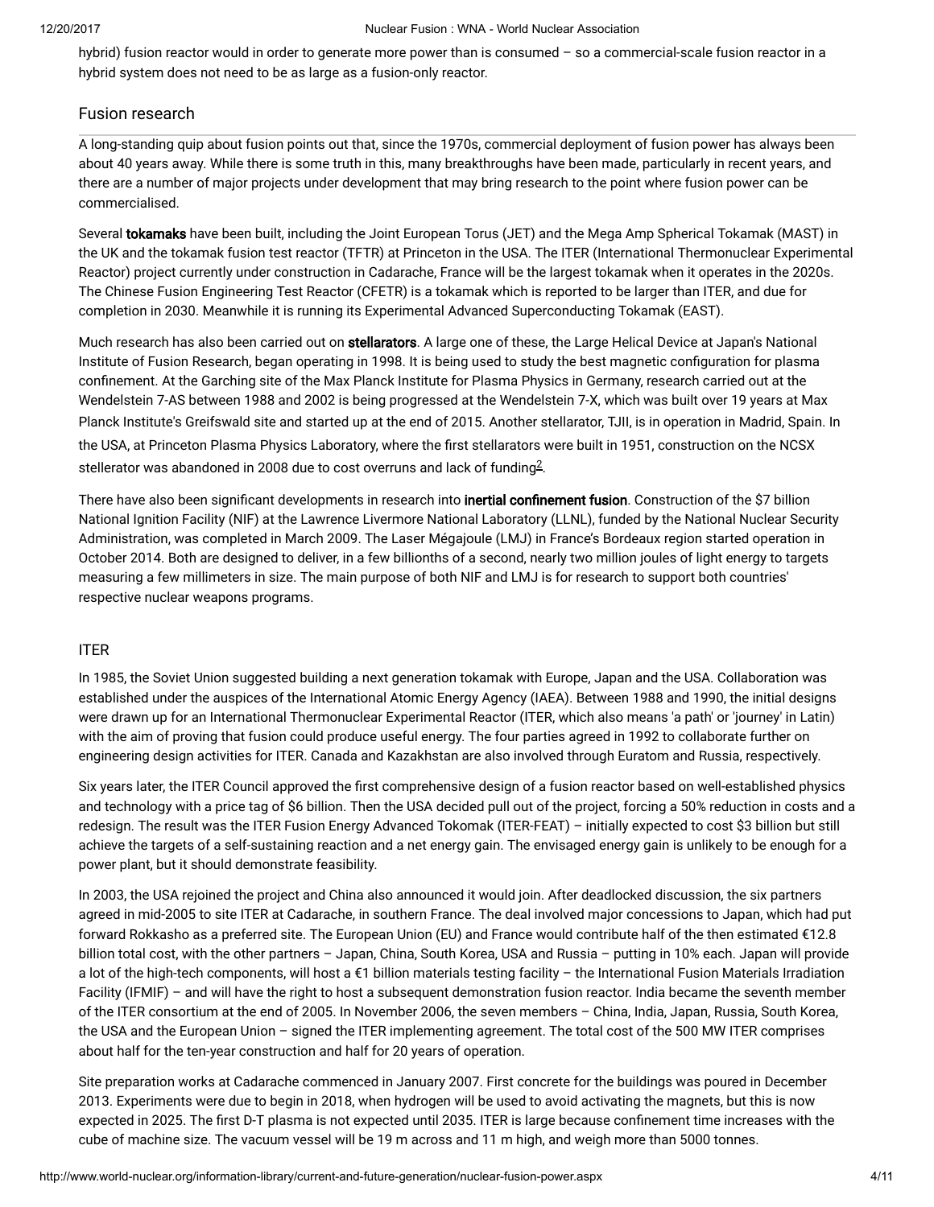hybrid) fusion reactor would in order to generate more power than is consumed – so a commercial-scale fusion reactor in a hybrid system does not need to be as large as a fusion-only reactor.

## Fusion research

A long-standing quip about fusion points out that, since the 1970s, commercial deployment of fusion power has always been about 40 years away. While there is some truth in this, many breakthroughs have been made, particularly in recent years, and there are a number of major projects under development that may bring research to the point where fusion power can be commercialised.

Several **tokamaks** have been built, including the Joint European Torus (JET) and the Mega Amp Spherical Tokamak (MAST) in the UK and the tokamak fusion test reactor (TFTR) at Princeton in the USA. The ITER (International Thermonuclear Experimental Reactor) project currently under construction in Cadarache, France will be the largest tokamak when it operates in the 2020s. The Chinese Fusion Engineering Test Reactor (CFETR) is a tokamak which is reported to be larger than ITER, and due for completion in 2030. Meanwhile it is running its Experimental Advanced Superconducting Tokamak (EAST).

Much research has also been carried out on **stellarators**. A large one of these, the Large Helical Device at Japan's National Institute of Fusion Research, began operating in 1998. It is being used to study the best magnetic configuration for plasma confinement. At the Garching site of the Max Planck Institute for Plasma Physics in Germany, research carried out at the Wendelstein 7-AS between 1988 and 2002 is being progressed at the Wendelstein 7-X, which was built over 19 years at Max Planck Institute's Greifswald site and started up at the end of 2015. Another stellarator, TJII, is in operation in Madrid, Spain. In the USA, at Princeton Plasma Physics Laboratory, where the first stellarators were built in 1951, construction on the NCSX stellerator was abandoned in 2008 due to cost overruns and lack of funding[2].

There have also been significant developments in research into **inertial confinement fusion**. Construction of the $7 billion National Ignition Facility (NIF) at the Lawrence Livermore National Laboratory (LLNL), funded by the National Nuclear Security Administration, was completed in March 2009. The Laser Mégajoule (LMJ) in France's Bordeaux region started operation in October 2014. Both are designed to deliver, in a few billionths of a second, nearly two million joules of light energy to targets measuring a few millimeters in size. The main purpose of both NIF and LMJ is for research to support both countries' respective nuclear weapons programs.

### ITER

In 1985, the Soviet Union suggested building a next generation tokamak with Europe, Japan and the USA. Collaboration was established under the auspices of the International Atomic Energy Agency (IAEA). Between 1988 and 1990, the initial designs were drawn up for an International Thermonuclear Experimental Reactor (ITER, which also means 'a path' or 'journey' in Latin) with the aim of proving that fusion could produce useful energy. The four parties agreed in 1992 to collaborate further on engineering design activities for ITER. Canada and Kazakhstan are also involved through Euratom and Russia, respectively.

Six years later, the ITER Council approved the first comprehensive design of a fusion reactor based on well-established physics and technology with a price tag of $6 billion. Then the USA decided pull out of the project, forcing a 50% reduction in costs and a redesign. The result was the ITER Fusion Energy Advanced Tokomak (ITER-FEAT) – initially expected to cost $3 billion but still achieve the targets of a self-sustaining reaction and a net energy gain. The envisaged energy gain is unlikely to be enough for a power plant, but it should demonstrate feasibility.

In 2003, the USA rejoined the project and China also announced it would join. After deadlocked discussion, the six partners agreed in mid-2005 to site ITER at Cadarache, in southern France. The deal involved major concessions to Japan, which had put forward Rokkasho as a preferred site. The European Union (EU) and France would contribute half of the then estimated €12.8 billion total cost, with the other partners – Japan, China, South Korea, USA and Russia – putting in 10% each. Japan will provide a lot of the high-tech components, will host a €1 billion materials testing facility – the International Fusion Materials Irradiation Facility (IFMIF) – and will have the right to host a subsequent demonstration fusion reactor. India became the seventh member of the ITER consortium at the end of 2005. In November 2006, the seven members – China, India, Japan, Russia, South Korea, the USA and the European Union – signed the ITER implementing agreement. The total cost of the 500 MW ITER comprises about half for the ten-year construction and half for 20 years of operation.

Site preparation works at Cadarache commenced in January 2007. First concrete for the buildings was poured in December 2013. Experiments were due to begin in 2018, when hydrogen will be used to avoid activating the magnets, but this is now expected in 2025. The first D-T plasma is not expected until 2035. ITER is large because confinement time increases with the cube of machine size. The vacuum vessel will be 19 m across and 11 m high, and weigh more than 5000 tonnes.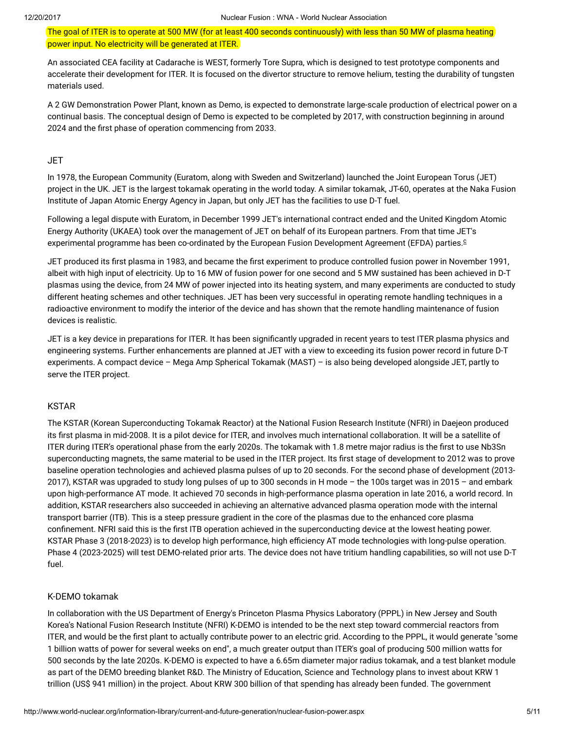The goal of ITER is to operate at 500 MW (for at least 400 seconds continuously) with less than 50 MW of plasma heating power input. No electricity will be generated at ITER.

An associated CEA facility at Cadarache is WEST, formerly Tore Supra, which is designed to test prototype components and accelerate their development for ITER. It is focused on the divertor structure to remove helium, testing the durability of tungsten materials used.

A 2 GW Demonstration Power Plant, known as Demo, is expected to demonstrate large-scale production of electrical power on a continual basis. The conceptual design of Demo is expected to be completed by 2017, with construction beginning in around 2024 and the first phase of operation commencing from 2033.

### JET

In 1978, the European Community (Euratom, along with Sweden and Switzerland) launched the Joint European Torus (JET) project in the UK. JET is the largest tokamak operating in the world today. A similar tokamak, JT-60, operates at the Naka Fusion Institute of Japan Atomic Energy Agency in Japan, but only JET has the facilities to use D-T fuel.

Following a legal dispute with Euratom, in December 1999 JET's international contract ended and the United Kingdom Atomic Energy Authority (UKAEA) took over the management of JET on behalf of its European partners. From that time JET's experimental programme has been co-ordinated by the European Fusion Development Agreement (EFDA) parties.[c]

JET produced its first plasma in 1983, and became the first experiment to produce controlled fusion power in November 1991, albeit with high input of electricity. Up to 16 MW of fusion power for one second and 5 MW sustained has been achieved in D-T plasmas using the device, from 24 MW of power injected into its heating system, and many experiments are conducted to study different heating schemes and other techniques. JET has been very successful in operating remote handling techniques in a radioactive environment to modify the interior of the device and has shown that the remote handling maintenance of fusion devices is realistic.

JET is a key device in preparations for ITER. It has been significantly upgraded in recent years to test ITER plasma physics and engineering systems. Further enhancements are planned at JET with a view to exceeding its fusion power record in future D-T experiments. A compact device – Mega Amp Spherical Tokamak (MAST) – is also being developed alongside JET, partly to serve the ITER project.

### KSTAR

The KSTAR (Korean Superconducting Tokamak Reactor) at the National Fusion Research Institute (NFRI) in Daejeon produced its first plasma in mid-2008. It is a pilot device for ITER, and involves much international collaboration. It will be a satellite of ITER during ITER's operational phase from the early 2020s. The tokamak with 1.8 metre major radius is the first to use $Nb_3Sn$ superconducting magnets, the same material to be used in the ITER project. Its first stage of development to 2012 was to prove baseline operation technologies and achieved plasma pulses of up to 20 seconds. For the second phase of development (2013-2017), KSTAR was upgraded to study long pulses of up to 300 seconds in H mode – the 100s target was in 2015 – and embark upon high-performance AT mode. It achieved 70 seconds in high-performance plasma operation in late 2016, a world record. In addition, KSTAR researchers also succeeded in achieving an alternative advanced plasma operation mode with the internal transport barrier (ITB). This is a steep pressure gradient in the core of the plasmas due to the enhanced core plasma confinement. NFRI said this is the first ITB operation achieved in the superconducting device at the lowest heating power. KSTAR Phase 3 (2018-2023) is to develop high performance, high efficiency AT mode technologies with long-pulse operation. Phase 4 (2023-2025) will test DEMO-related prior arts. The device does not have tritium handling capabilities, so will not use D-T fuel.

### K-DEMO tokamak

In collaboration with the US Department of Energy's Princeton Plasma Physics Laboratory (PPPL) in New Jersey and South Korea's National Fusion Research Institute (NFRI) K-DEMO is intended to be the next step toward commercial reactors from ITER, and would be the first plant to actually contribute power to an electric grid. According to the PPPL, it would generate "some 1 billion watts of power for several weeks on end", a much greater output than ITER's goal of producing 500 million watts for 500 seconds by the late 2020s. K-DEMO is expected to have a 6.65m diameter major radius tokamak, and a test blanket module as part of the DEMO breeding blanket R&D. The Ministry of Education, Science and Technology plans to invest about KRW 1 trillion (US$ 941 million) in the project. About KRW 300 billion of that spending has already been funded. The government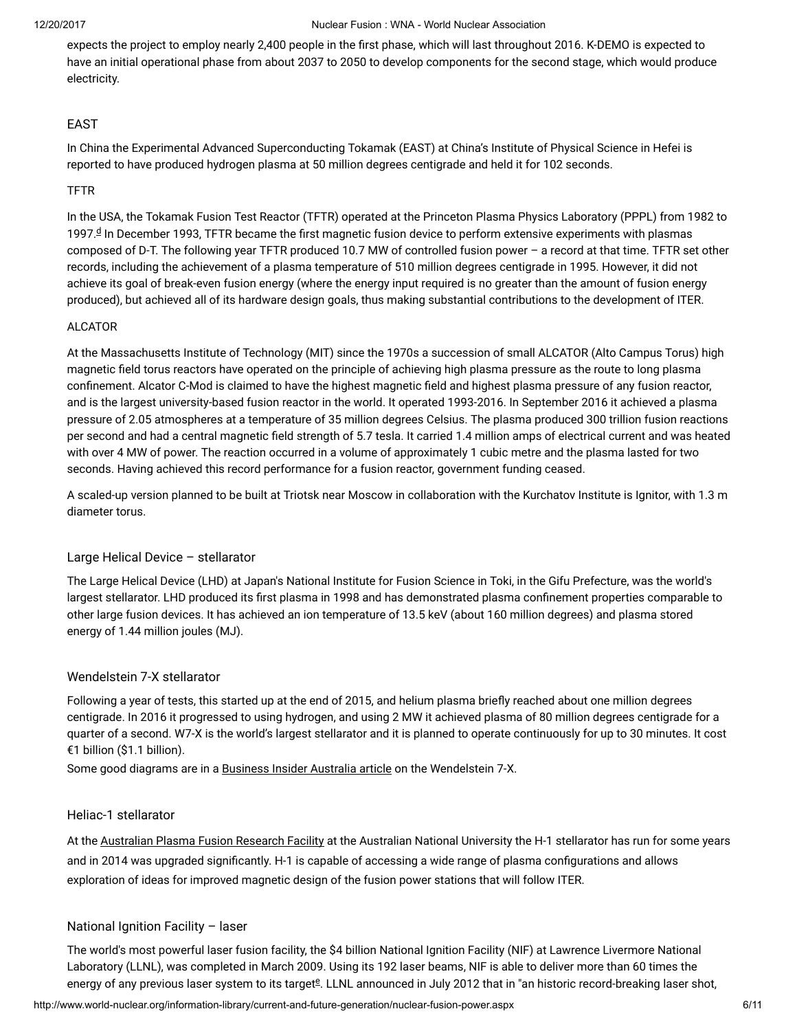expects the project to employ nearly 2,400 people in the first phase, which will last throughout 2016. K-DEMO is expected to have an initial operational phase from about 2037 to 2050 to develop components for the second stage, which would produce electricity.

## EAST

In China the Experimental Advanced Superconducting Tokamak (EAST) at China's Institute of Physical Science in Hefei is reported to have produced hydrogen plasma at 50 million degrees centigrade and held it for 102 seconds.

### TFTR

In the USA, the Tokamak Fusion Test Reactor (TFTR) operated at the Princeton Plasma Physics Laboratory (PPPL) from 1982 to 1997.[d] In December 1993, TFTR became the first magnetic fusion device to perform extensive experiments with plasmas composed of D-T. The following year TFTR produced 10.7 MW of controlled fusion power – a record at that time. TFTR set other records, including the achievement of a plasma temperature of 510 million degrees centigrade in 1995. However, it did not achieve its goal of break-even fusion energy (where the energy input required is no greater than the amount of fusion energy produced), but achieved all of its hardware design goals, thus making substantial contributions to the development of ITER.

### ALCATOR

At the Massachusetts Institute of Technology (MIT) since the 1970s a succession of small ALCATOR (Alto Campus Torus) high magnetic field torus reactors have operated on the principle of achieving high plasma pressure as the route to long plasma confinement. Alcator C-Mod is claimed to have the highest magnetic field and highest plasma pressure of any fusion reactor, and is the largest university-based fusion reactor in the world. It operated 1993-2016. In September 2016 it achieved a plasma pressure of 2.05 atmospheres at a temperature of 35 million degrees Celsius. The plasma produced 300 trillion fusion reactions per second and had a central magnetic field strength of 5.7 tesla. It carried 1.4 million amps of electrical current and was heated with over 4 MW of power. The reaction occurred in a volume of approximately 1 cubic metre and the plasma lasted for two seconds. Having achieved this record performance for a fusion reactor, government funding ceased.

A scaled-up version planned to be built at Triotsk near Moscow in collaboration with the Kurchatov Institute is Ignitor, with 1.3 m diameter torus.

## Large Helical Device – stellarator

The Large Helical Device (LHD) at Japan's National Institute for Fusion Science in Toki, in the Gifu Prefecture, was the world's largest stellarator. LHD produced its first plasma in 1998 and has demonstrated plasma confinement properties comparable to other large fusion devices. It has achieved an ion temperature of 13.5 keV (about 160 million degrees) and plasma stored energy of 1.44 million joules (MJ).

## Wendelstein 7-X stellarator

Following a year of tests, this started up at the end of 2015, and helium plasma briefly reached about one million degrees centigrade. In 2016 it progressed to using hydrogen, and using 2 MW it achieved plasma of 80 million degrees centigrade for a quarter of a second. W7-X is the world's largest stellarator and it is planned to operate continuously for up to 30 minutes. It cost €1 billion ($1.1 billion).
Some good diagrams are in a Business Insider Australia article on the Wendelstein 7-X.

## Heliac-1 stellarator

At the Australian Plasma Fusion Research Facility at the Australian National University the H-1 stellarator has run for some years and in 2014 was upgraded significantly. H-1 is capable of accessing a wide range of plasma configurations and allows exploration of ideas for improved magnetic design of the fusion power stations that will follow ITER.

## National Ignition Facility – laser

The world's most powerful laser fusion facility, the $4 billion National Ignition Facility (NIF) at Lawrence Livermore National Laboratory (LLNL), was completed in March 2009. Using its 192 laser beams, NIF is able to deliver more than 60 times the energy of any previous laser system to its target[e]. LLNL announced in July 2012 that in "an historic record-breaking laser shot,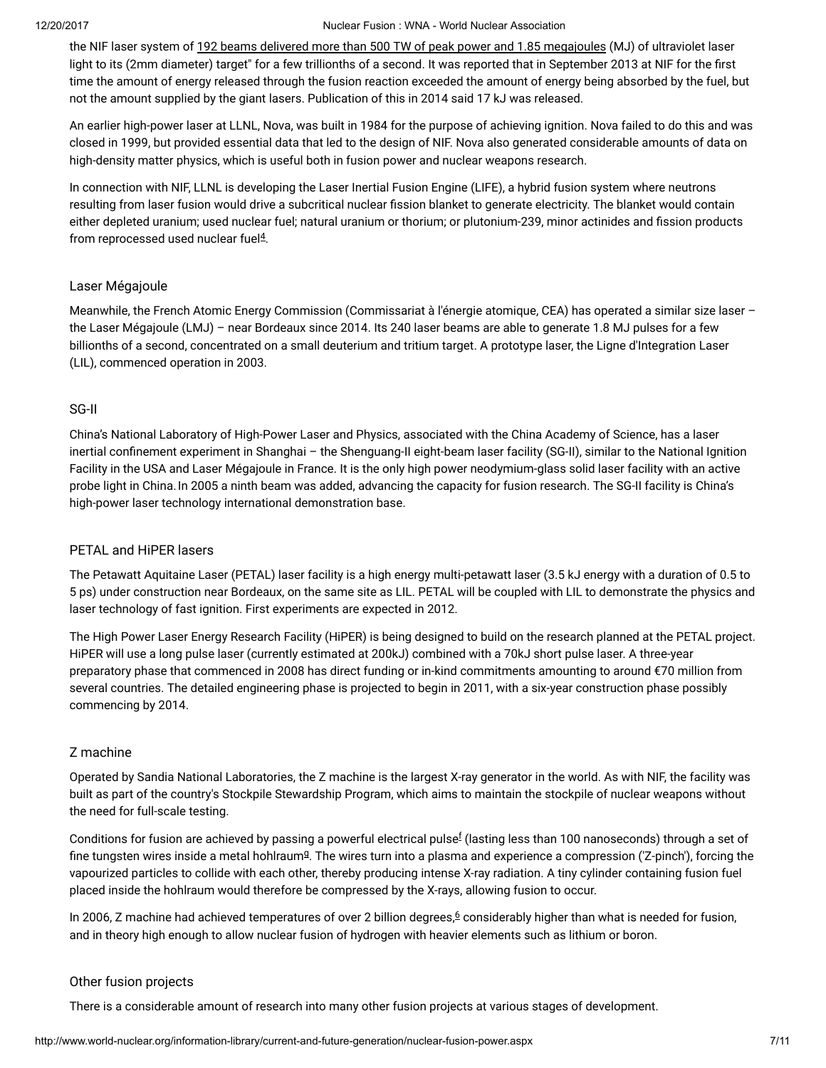the NIF laser system of 192 beams delivered more than 500 TW of peak power and 1.85 megajoules (MJ) of ultraviolet laser light to its (2mm diameter) target" for a few trillionths of a second. It was reported that in September 2013 at NIF for the first time the amount of energy released through the fusion reaction exceeded the amount of energy being absorbed by the fuel, but not the amount supplied by the giant lasers. Publication of this in 2014 said 17 kJ was released.

An earlier high-power laser at LLNL, Nova, was built in 1984 for the purpose of achieving ignition. Nova failed to do this and was closed in 1999, but provided essential data that led to the design of NIF. Nova also generated considerable amounts of data on high-density matter physics, which is useful both in fusion power and nuclear weapons research.

In connection with NIF, LLNL is developing the Laser Inertial Fusion Engine (LIFE), a hybrid fusion system where neutrons resulting from laser fusion would drive a subcritical nuclear fission blanket to generate electricity. The blanket would contain either depleted uranium; used nuclear fuel; natural uranium or thorium; or plutonium-239, minor actinides and fission products from reprocessed used nuclear fuel[4].

### Laser Mégajoule

Meanwhile, the French Atomic Energy Commission (Commissariat à l'énergie atomique, CEA) has operated a similar size laser – the Laser Mégajoule (LMJ) – near Bordeaux since 2014. Its 240 laser beams are able to generate 1.8 MJ pulses for a few billionths of a second, concentrated on a small deuterium and tritium target. A prototype laser, the Ligne d'Integration Laser (LIL), commenced operation in 2003.

### SG-II

China's National Laboratory of High-Power Laser and Physics, associated with the China Academy of Science, has a laser inertial confinement experiment in Shanghai – the Shenguang-II eight-beam laser facility (SG-II), similar to the National Ignition Facility in the USA and Laser Mégajoule in France. It is the only high power neodymium-glass solid laser facility with an active probe light in China. In 2005 a ninth beam was added, advancing the capacity for fusion research. The SG-II facility is China's high-power laser technology international demonstration base.

### PETAL and HiPER lasers

The Petawatt Aquitaine Laser (PETAL) laser facility is a high energy multi-petawatt laser (3.5 kJ energy with a duration of 0.5 to 5 ps) under construction near Bordeaux, on the same site as LIL. PETAL will be coupled with LIL to demonstrate the physics and laser technology of fast ignition. First experiments are expected in 2012.

The High Power Laser Energy Research Facility (HiPER) is being designed to build on the research planned at the PETAL project. HiPER will use a long pulse laser (currently estimated at 200kJ) combined with a 70kJ short pulse laser. A three-year preparatory phase that commenced in 2008 has direct funding or in-kind commitments amounting to around €70 million from several countries. The detailed engineering phase is projected to begin in 2011, with a six-year construction phase possibly commencing by 2014.

### Z machine

Operated by Sandia National Laboratories, the Z machine is the largest X-ray generator in the world. As with NIF, the facility was built as part of the country's Stockpile Stewardship Program, which aims to maintain the stockpile of nuclear weapons without the need for full-scale testing.

Conditions for fusion are achieved by passing a powerful electrical pulse[f] (lasting less than 100 nanoseconds) through a set of fine tungsten wires inside a metal hohlraum[g]. The wires turn into a plasma and experience a compression ('Z-pinch'), forcing the vapourized particles to collide with each other, thereby producing intense X-ray radiation. A tiny cylinder containing fusion fuel placed inside the hohlraum would therefore be compressed by the X-rays, allowing fusion to occur.

In 2006, Z machine had achieved temperatures of over 2 billion degrees,[6] considerably higher than what is needed for fusion, and in theory high enough to allow nuclear fusion of hydrogen with heavier elements such as lithium or boron.

### Other fusion projects

There is a considerable amount of research into many other fusion projects at various stages of development.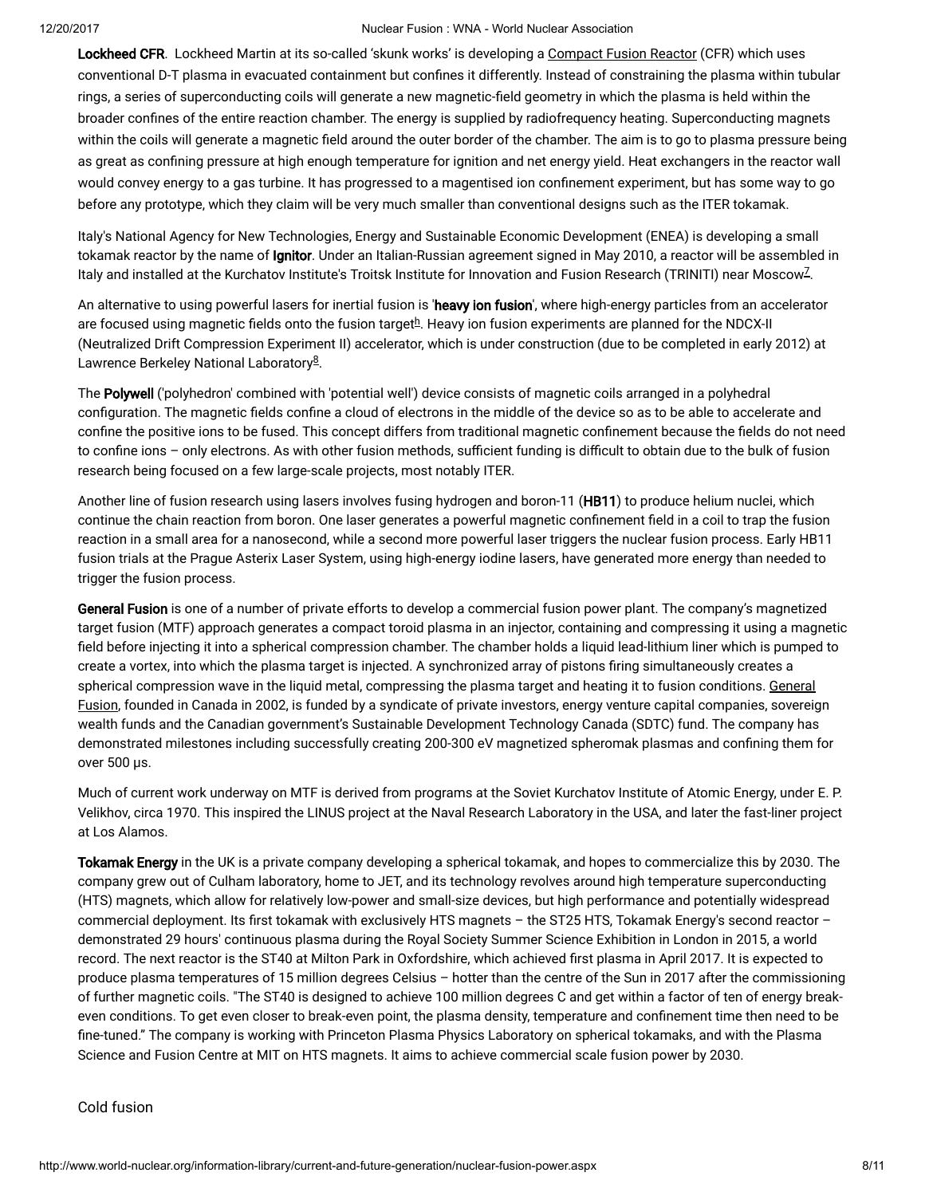**Lockheed CFR**. Lockheed Martin at its so-called 'skunk works' is developing a Compact Fusion Reactor (CFR) which uses conventional D-T plasma in evacuated containment but confines it differently. Instead of constraining the plasma within tubular rings, a series of superconducting coils will generate a new magnetic-field geometry in which the plasma is held within the broader confines of the entire reaction chamber. The energy is supplied by radiofrequency heating. Superconducting magnets within the coils will generate a magnetic field around the outer border of the chamber. The aim is to go to plasma pressure being as great as confining pressure at high enough temperature for ignition and net energy yield. Heat exchangers in the reactor wall would convey energy to a gas turbine. It has progressed to a magnetised ion confinement experiment, but has some way to go before any prototype, which they claim will be very much smaller than conventional designs such as the ITER tokamak.

Italy's National Agency for New Technologies, Energy and Sustainable Economic Development (ENEA) is developing a small tokamak reactor by the name of **Ignitor**. Under an Italian-Russian agreement signed in May 2010, a reactor will be assembled in Italy and installed at the Kurchatov Institute's Troitsk Institute for Innovation and Fusion Research (TRINITI) near Moscow[7].

An alternative to using powerful lasers for inertial fusion is '**heavy ion fusion**', where high-energy particles from an accelerator are focused using magnetic fields onto the fusion target[h]. Heavy ion fusion experiments are planned for the NDCX-II (Neutralized Drift Compression Experiment II) accelerator, which is under construction (due to be completed in early 2012) at Lawrence Berkeley National Laboratory[8].

The **Polywell** ('polyhedron' combined with 'potential well') device consists of magnetic coils arranged in a polyhedral configuration. The magnetic fields confine a cloud of electrons in the middle of the device so as to be able to accelerate and confine the positive ions to be fused. This concept differs from traditional magnetic confinement because the fields do not need to confine ions – only electrons. As with other fusion methods, sufficient funding is difficult to obtain due to the bulk of fusion research being focused on a few large-scale projects, most notably ITER.

Another line of fusion research using lasers involves fusing hydrogen and boron-11 (**HB11**) to produce helium nuclei, which continue the chain reaction from boron. One laser generates a powerful magnetic confinement field in a coil to trap the fusion reaction in a small area for a nanosecond, while a second more powerful laser triggers the nuclear fusion process. Early HB11 fusion trials at the Prague Asterix Laser System, using high-energy iodine lasers, have generated more energy than needed to trigger the fusion process.

**General Fusion** is one of a number of private efforts to develop a commercial fusion power plant. The company's magnetized target fusion (MTF) approach generates a compact toroid plasma in an injector, containing and compressing it using a magnetic field before injecting it into a spherical compression chamber. The chamber holds a liquid lead-lithium liner which is pumped to create a vortex, into which the plasma target is injected. A synchronized array of pistons firing simultaneously creates a spherical compression wave in the liquid metal, compressing the plasma target and heating it to fusion conditions. General Fusion, founded in Canada in 2002, is funded by a syndicate of private investors, energy venture capital companies, sovereign wealth funds and the Canadian government's Sustainable Development Technology Canada (SDTC) fund. The company has demonstrated milestones including successfully creating 200-300 eV magnetized spheromak plasmas and confining them for over 500 µs.

Much of current work underway on MTF is derived from programs at the Soviet Kurchatov Institute of Atomic Energy, under E. P. Velikhov, circa 1970. This inspired the LINUS project at the Naval Research Laboratory in the USA, and later the fast-liner project at Los Alamos.

**Tokamak Energy** in the UK is a private company developing a spherical tokamak, and hopes to commercialize this by 2030. The company grew out of Culham laboratory, home to JET, and its technology revolves around high temperature superconducting (HTS) magnets, which allow for relatively low-power and small-size devices, but high performance and potentially widespread commercial deployment. Its first tokamak with exclusively HTS magnets – the ST25 HTS, Tokamak Energy's second reactor – demonstrated 29 hours' continuous plasma during the Royal Society Summer Science Exhibition in London in 2015, a world record. The next reactor is the ST40 at Milton Park in Oxfordshire, which achieved first plasma in April 2017. It is expected to produce plasma temperatures of 15 million degrees Celsius – hotter than the centre of the Sun in 2017 after the commissioning of further magnetic coils. "The ST40 is designed to achieve 100 million degrees C and get within a factor of ten of energy break-even conditions. To get even closer to break-even point, the plasma density, temperature and confinement time then need to be fine-tuned." The company is working with Princeton Plasma Physics Laboratory on spherical tokamaks, and with the Plasma Science and Fusion Centre at MIT on HTS magnets. It aims to achieve commercial scale fusion power by 2030.

## Cold fusion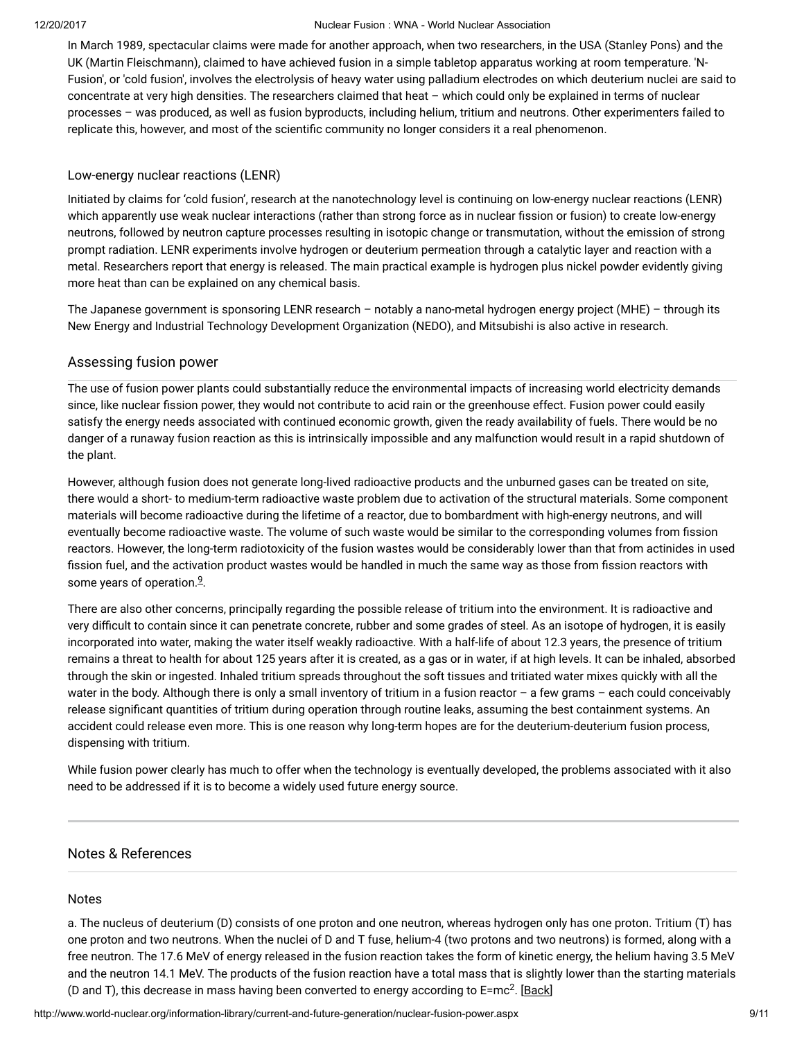In March 1989, spectacular claims were made for another approach, when two researchers, in the USA (Stanley Pons) and the UK (Martin Fleischmann), claimed to have achieved fusion in a simple tabletop apparatus working at room temperature. 'N-Fusion', or 'cold fusion', involves the electrolysis of heavy water using palladium electrodes on which deuterium nuclei are said to concentrate at very high densities. The researchers claimed that heat – which could only be explained in terms of nuclear processes – was produced, as well as fusion byproducts, including helium, tritium and neutrons. Other experimenters failed to replicate this, however, and most of the scientific community no longer considers it a real phenomenon.

### Low-energy nuclear reactions (LENR)

Initiated by claims for 'cold fusion', research at the nanotechnology level is continuing on low-energy nuclear reactions (LENR) which apparently use weak nuclear interactions (rather than strong force as in nuclear fission or fusion) to create low-energy neutrons, followed by neutron capture processes resulting in isotopic change or transmutation, without the emission of strong prompt radiation. LENR experiments involve hydrogen or deuterium permeation through a catalytic layer and reaction with a metal. Researchers report that energy is released. The main practical example is hydrogen plus nickel powder evidently giving more heat than can be explained on any chemical basis.

The Japanese government is sponsoring LENR research – notably a nano-metal hydrogen energy project (MHE) – through its New Energy and Industrial Technology Development Organization (NEDO), and Mitsubishi is also active in research.

## Assessing fusion power

The use of fusion power plants could substantially reduce the environmental impacts of increasing world electricity demands since, like nuclear fission power, they would not contribute to acid rain or the greenhouse effect. Fusion power could easily satisfy the energy needs associated with continued economic growth, given the ready availability of fuels. There would be no danger of a runaway fusion reaction as this is intrinsically impossible and any malfunction would result in a rapid shutdown of the plant.

However, although fusion does not generate long-lived radioactive products and the unburned gases can be treated on site, there would a short- to medium-term radioactive waste problem due to activation of the structural materials. Some component materials will become radioactive during the lifetime of a reactor, due to bombardment with high-energy neutrons, and will eventually become radioactive waste. The volume of such waste would be similar to the corresponding volumes from fission reactors. However, the long-term radiotoxicity of the fusion wastes would be considerably lower than that from actinides in used fission fuel, and the activation product wastes would be handled in much the same way as those from fission reactors with some years of operation.[9].

There are also other concerns, principally regarding the possible release of tritium into the environment. It is radioactive and very difficult to contain since it can penetrate concrete, rubber and some grades of steel. As an isotope of hydrogen, it is easily incorporated into water, making the water itself weakly radioactive. With a half-life of about 12.3 years, the presence of tritium remains a threat to health for about 125 years after it is created, as a gas or in water, if at high levels. It can be inhaled, absorbed through the skin or ingested. Inhaled tritium spreads throughout the soft tissues and tritiated water mixes quickly with all the water in the body. Although there is only a small inventory of tritium in a fusion reactor – a few grams – each could conceivably release significant quantities of tritium during operation through routine leaks, assuming the best containment systems. An accident could release even more. This is one reason why long-term hopes are for the deuterium-deuterium fusion process, dispensing with tritium.

While fusion power clearly has much to offer when the technology is eventually developed, the problems associated with it also need to be addressed if it is to become a widely used future energy source.

---

## Notes & References

### Notes

a. The nucleus of deuterium (D) consists of one proton and one neutron, whereas hydrogen only has one proton. Tritium (T) has one proton and two neutrons. When the nuclei of D and T fuse, helium-4 (two protons and two neutrons) is formed, along with a free neutron. The 17.6 MeV of energy released in the fusion reaction takes the form of kinetic energy, the helium having 3.5 MeV and the neutron 14.1 MeV. The products of the fusion reaction have a total mass that is slightly lower than the starting materials (D and T), this decrease in mass having been converted to energy according to $E=mc^2$. [Back]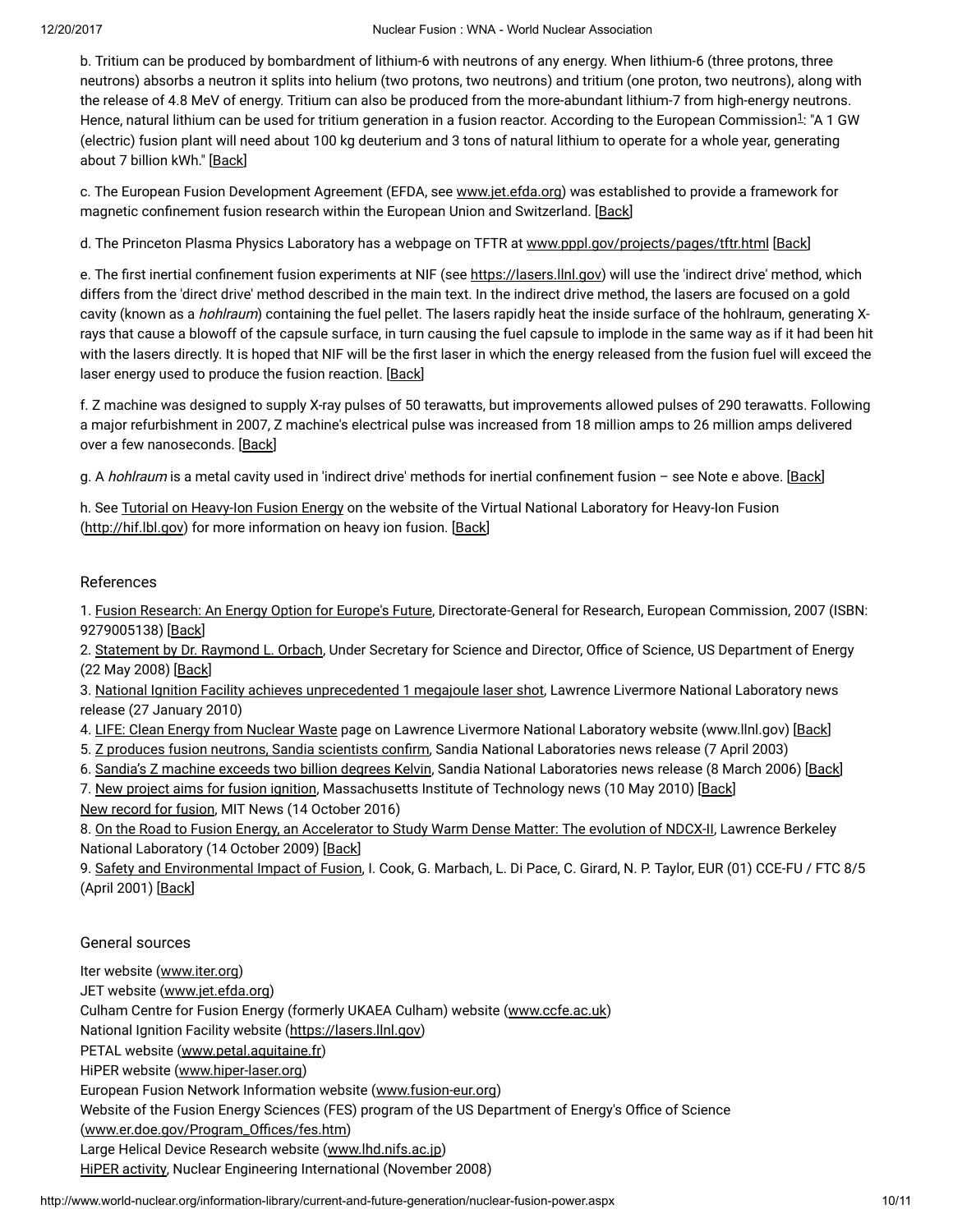b. Tritium can be produced by bombardment of lithium-6 with neutrons of any energy. When lithium-6 (three protons, three neutrons) absorbs a neutron it splits into helium (two protons, two neutrons) and tritium (one proton, two neutrons), along with the release of 4.8 MeV of energy. Tritium can also be produced from the more-abundant lithium-7 from high-energy neutrons. Hence, natural lithium can be used for tritium generation in a fusion reactor. According to the European Commission[1]: "A 1 GW (electric) fusion plant will need about 100 kg deuterium and 3 tons of natural lithium to operate for a whole year, generating about 7 billion kWh." [Back]

c. The European Fusion Development Agreement (EFDA, see www.jet.efda.org) was established to provide a framework for magnetic confinement fusion research within the European Union and Switzerland. [Back]

d. The Princeton Plasma Physics Laboratory has a webpage on TFTR at www.pppl.gov/projects/pages/tftr.html [Back]

e. The first inertial confinement fusion experiments at NIF (see https://lasers.llnl.gov) will use the 'indirect drive' method, which differs from the 'direct drive' method described in the main text. In the indirect drive method, the lasers are focused on a gold cavity (known as a *hohlraum*) containing the fuel pellet. The lasers rapidly heat the inside surface of the hohlraum, generating X-rays that cause a blowoff of the capsule surface, in turn causing the fuel capsule to implode in the same way as if it had been hit with the lasers directly. It is hoped that NIF will be the first laser in which the energy released from the fusion fuel will exceed the laser energy used to produce the fusion reaction. [Back]

f. Z machine was designed to supply X-ray pulses of 50 terawatts, but improvements allowed pulses of 290 terawatts. Following a major refurbishment in 2007, Z machine's electrical pulse was increased from 18 million amps to 26 million amps delivered over a few nanoseconds. [Back]

g. A *hohlraum* is a metal cavity used in 'indirect drive' methods for inertial confinement fusion – see Note e above. [Back]

h. See Tutorial on Heavy-Ion Fusion Energy on the website of the Virtual National Laboratory for Heavy-Ion Fusion (http://hif.lbl.gov) for more information on heavy ion fusion. [Back]

## References

1. Fusion Research: An Energy Option for Europe's Future, Directorate-General for Research, European Commission, 2007 (ISBN: 9279005138) [Back]
2. Statement by Dr. Raymond L. Orbach, Under Secretary for Science and Director, Office of Science, US Department of Energy (22 May 2008) [Back]
3. National Ignition Facility achieves unprecedented 1 megajoule laser shot, Lawrence Livermore National Laboratory news release (27 January 2010)
4. LIFE: Clean Energy from Nuclear Waste page on Lawrence Livermore National Laboratory website (www.llnl.gov) [Back]
5. Z produces fusion neutrons, Sandia scientists confirm, Sandia National Laboratories news release (7 April 2003)
6. Sandia's Z machine exceeds two billion degrees Kelvin, Sandia National Laboratories news release (8 March 2006) [Back]
7. New project aims for fusion ignition, Massachusetts Institute of Technology news (10 May 2010) [Back]
New record for fusion, MIT News (14 October 2016)
8. On the Road to Fusion Energy, an Accelerator to Study Warm Dense Matter: The evolution of NDCX-II, Lawrence Berkeley National Laboratory (14 October 2009) [Back]
9. Safety and Environmental Impact of Fusion, I. Cook, G. Marbach, L. Di Pace, C. Girard, N. P. Taylor, EUR (01) CCE-FU / FTC 8/5 (April 2001) [Back]

## General sources

Iter website (www.iter.org)
JET website (www.jet.efda.org)
Culham Centre for Fusion Energy (formerly UKAEA Culham) website (www.ccfe.ac.uk)
National Ignition Facility website (https://lasers.llnl.gov)
PETAL website (www.petal.aquitaine.fr)
HiPER website (www.hiper-laser.org)
European Fusion Network Information website (www.fusion-eur.org)
Website of the Fusion Energy Sciences (FES) program of the US Department of Energy's Office of Science (www.er.doe.gov/Program_Offices/fes.htm)
Large Helical Device Research website (www.lhd.nifs.ac.jp)
HiPER activity, Nuclear Engineering International (November 2008)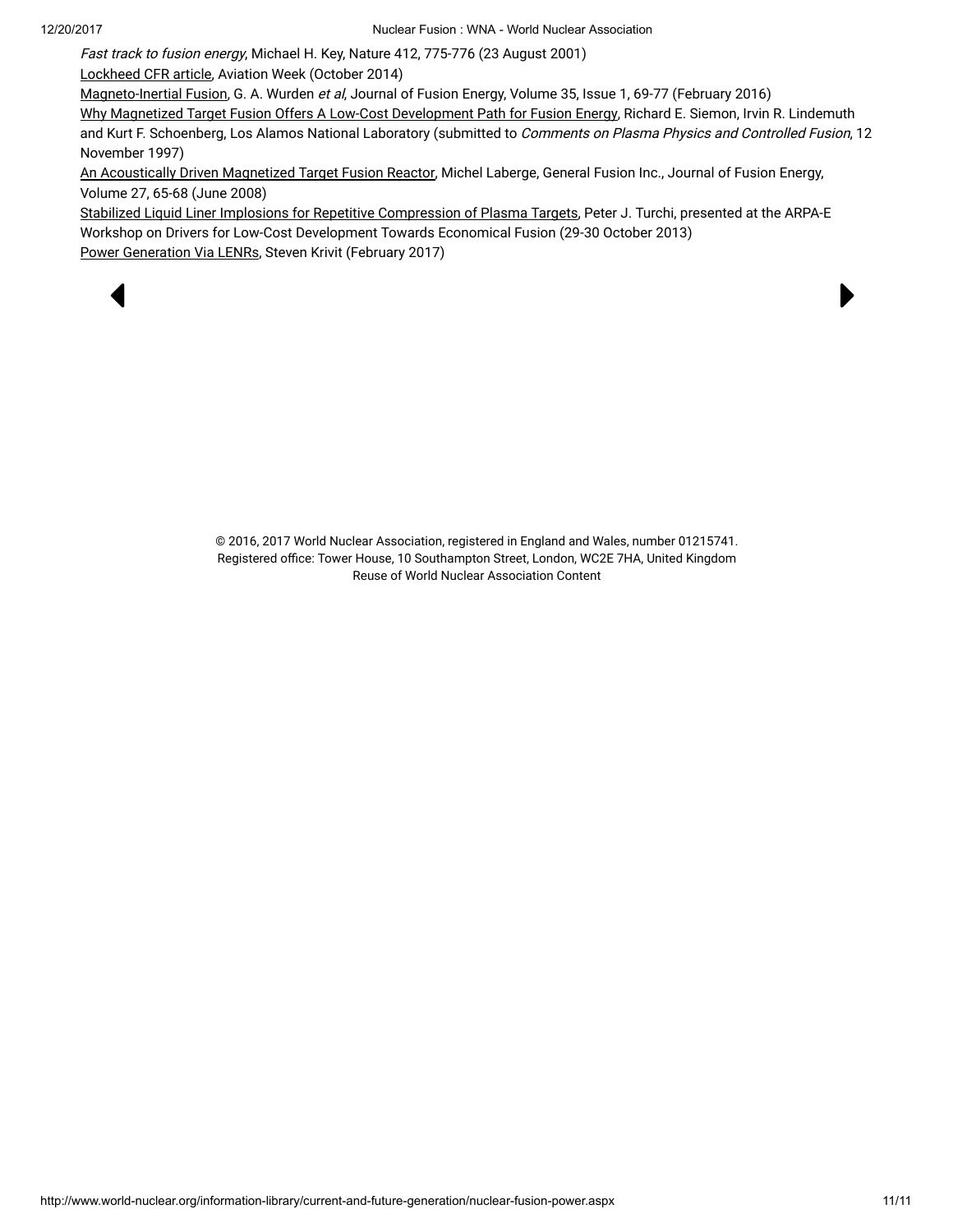*Fast track to fusion energy*, Michael H. Key, Nature 412, 775-776 (23 August 2001)

Lockheed CFR article, Aviation Week (October 2014)

Magneto-Inertial Fusion, G. A. Wurden *et al*, Journal of Fusion Energy, Volume 35, Issue 1, 69-77 (February 2016)

Why Magnetized Target Fusion Offers A Low-Cost Development Path for Fusion Energy, Richard E. Siemon, Irvin R. Lindemuth and Kurt F. Schoenberg, Los Alamos National Laboratory (submitted to *Comments on Plasma Physics and Controlled Fusion*, 12 November 1997)

An Acoustically Driven Magnetized Target Fusion Reactor, Michel Laberge, General Fusion Inc., Journal of Fusion Energy, Volume 27, 65-68 (June 2008)

Stabilized Liquid Liner Implosions for Repetitive Compression of Plasma Targets, Peter J. Turchi, presented at the ARPA-E Workshop on Drivers for Low-Cost Development Towards Economical Fusion (29-30 October 2013)

Power Generation Via LENRs, Steven Krivit (February 2017)

© 2016, 2017 World Nuclear Association, registered in England and Wales, number 01215741.
Registered office: Tower House, 10 Southampton Street, London, WC2E 7HA, United Kingdom
Reuse of World Nuclear Association Content